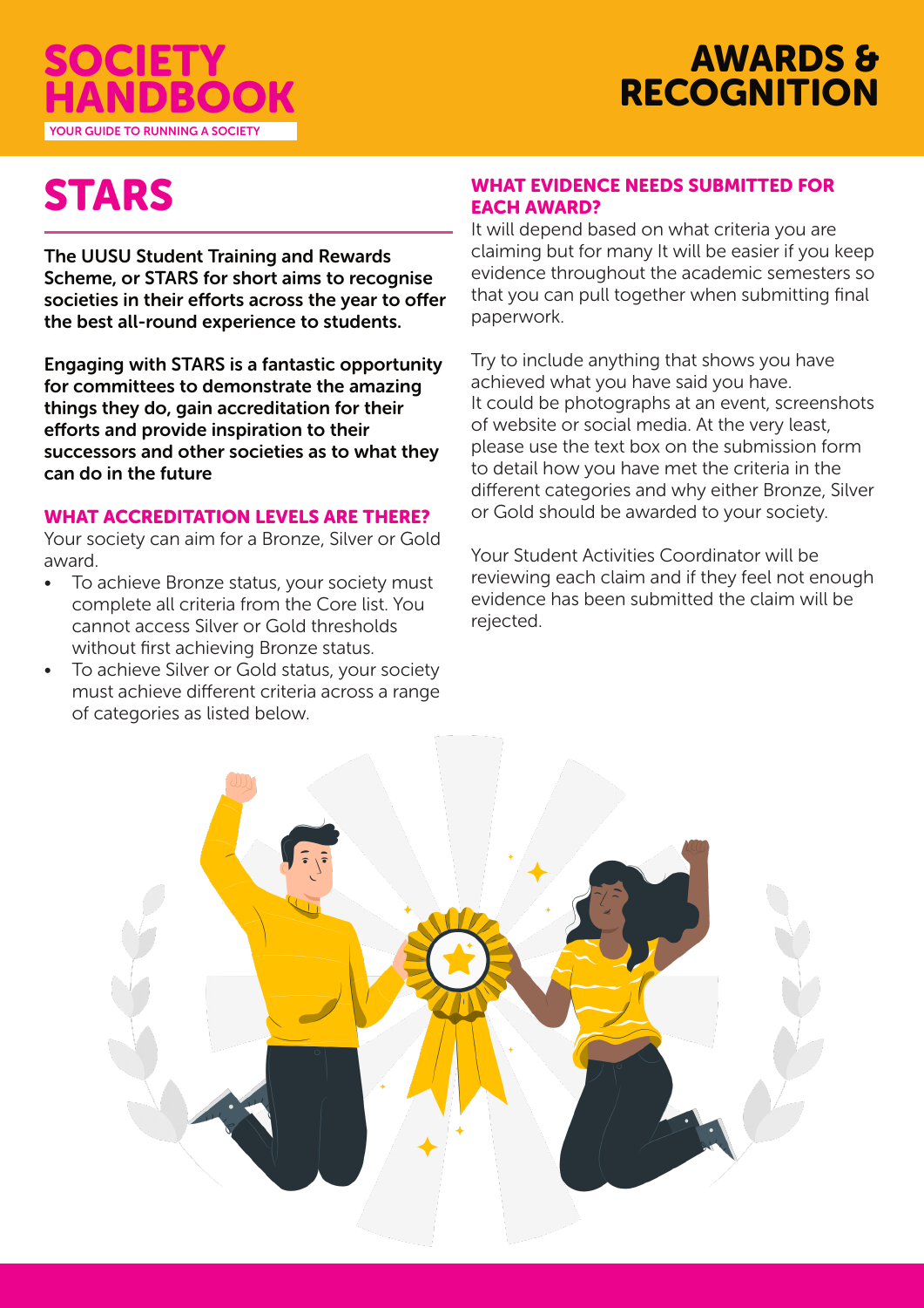# STARS

**The UUSU Student Training and Rewards Scheme, or STARS for short aims to recognise societies in their efforts across the year to offer the best all-round experience to students.**

**Engaging with STARS is a fantastic opportunity for committees to demonstrate the amazing things they do, gain accreditation for their efforts and provide inspiration to their successors and other societies as to what they can do in the future**

### WHAT ACCREDITATION LEVELS ARE THERE?

Your society can aim for a Bronze, Silver or Gold award.

- To achieve Bronze status, your society must complete all criteria from the Core list. You cannot access Silver or Gold thresholds without first achieving Bronze status.
- To achieve Silver or Gold status, your society must achieve different criteria across a range of categories as listed below.

### WHAT EVIDENCE NEEDS SUBMITTED FOR EACH AWARD?

It will depend based on what criteria you are claiming but for many It will be easier if you keep evidence throughout the academic semesters so that you can pull together when submitting final paperwork.

Try to include anything that shows you have achieved what you have said you have. It could be photographs at an event, screenshots of website or social media. At the very least, please use the text box on the submission form to detail how you have met the criteria in the different categories and why either Bronze, Silver or Gold should be awarded to your society.

Your Student Activities Coordinator will be reviewing each claim and if they feel not enough evidence has been submitted the claim will be rejected.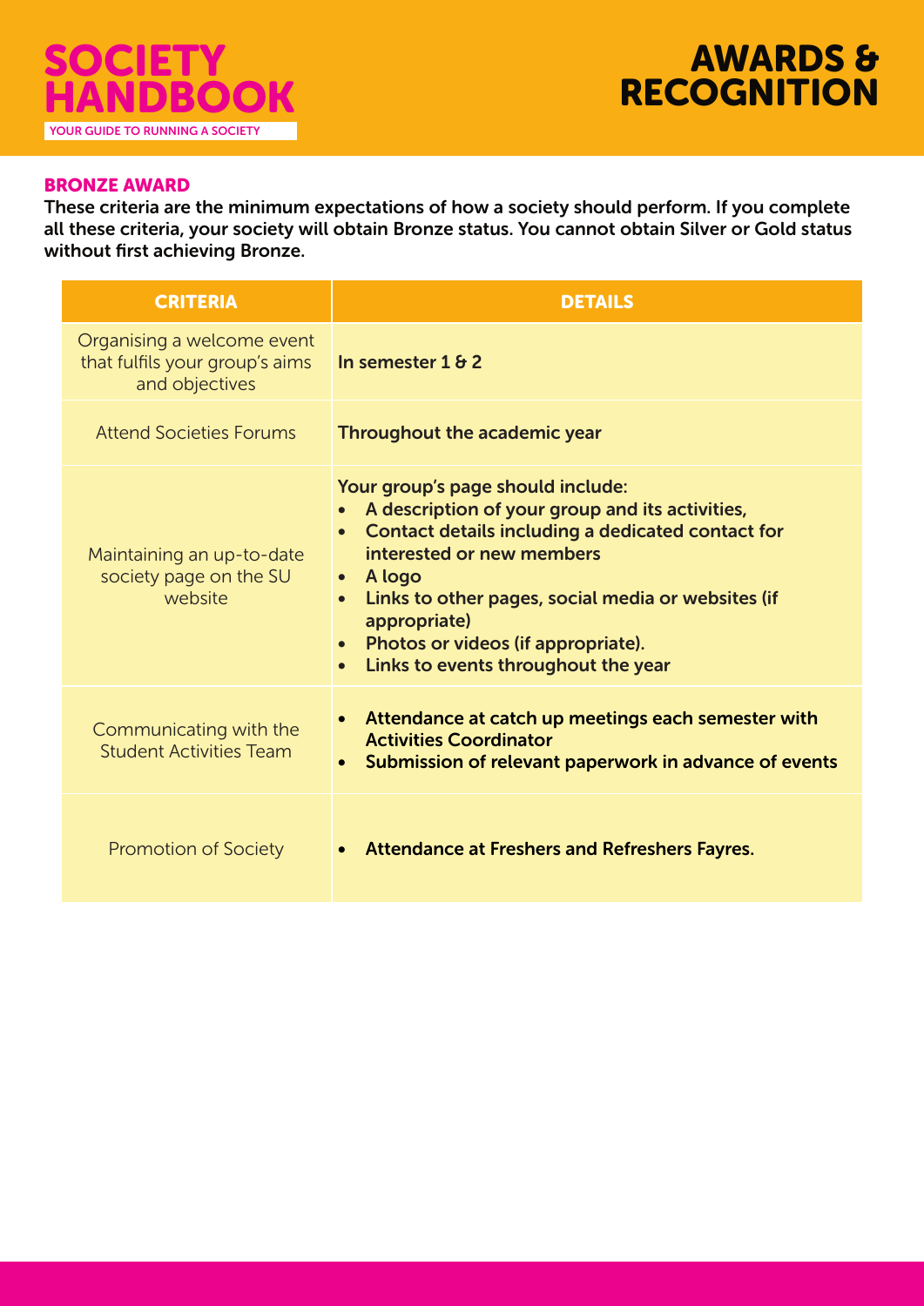## BRONZE AWARD

**These criteria are the minimum expectations of how a society should perform. If you complete all these criteria, your society will obtain Bronze status. You cannot obtain Silver or Gold status without first achieving Bronze.**

| CRITERIA | DETAILS |
|---|---|
| Organising a welcome event that fulfils your group's aims and objectives | **In semester 1 & 2** |
| Attend Societies Forums | **Throughout the academic year** |
| Maintaining an up-to-date society page on the SU website | **Your group's page should include:**<br>• **A description of your group and its activities,**<br>• **Contact details including a dedicated contact for interested or new members**<br>• **A logo**<br>• **Links to other pages, social media or websites (if appropriate)**<br>• **Photos or videos (if appropriate).**<br>• **Links to events throughout the year** |
| Communicating with the Student Activities Team | • **Attendance at catch up meetings each semester with Activities Coordinator**<br>• **Submission of relevant paperwork in advance of events** |
| Promotion of Society | • **Attendance at Freshers and Refreshers Fayres.** |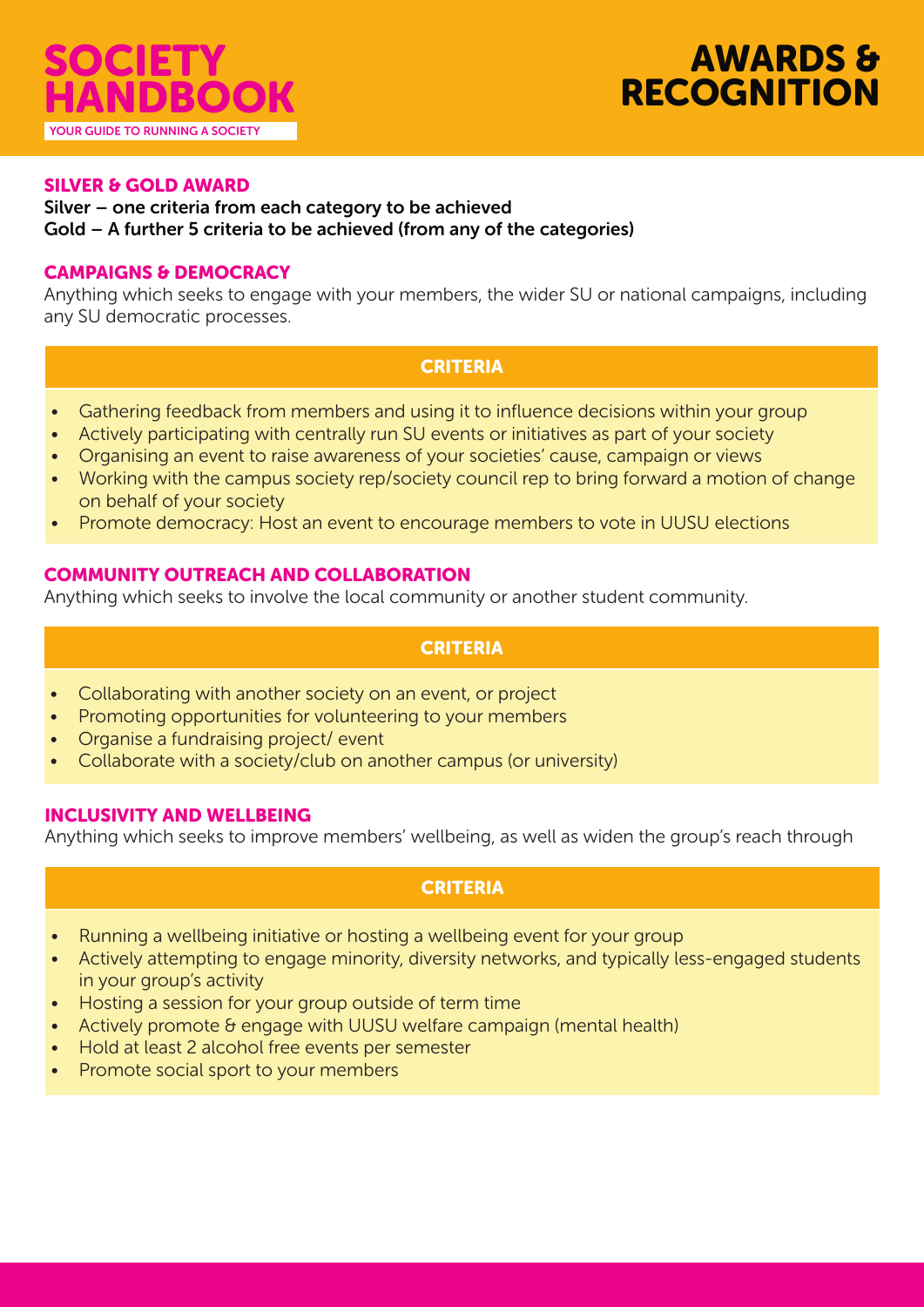# AWARDS & RECOGNITION

## SILVER & GOLD AWARD

**Silver – one criteria from each category to be achieved**
**Gold – A further 5 criteria to be achieved (from any of the categories)**

### CAMPAIGNS & DEMOCRACY

Anything which seeks to engage with your members, the wider SU or national campaigns, including any SU democratic processes.

**CRITERIA**

- Gathering feedback from members and using it to influence decisions within your group
- Actively participating with centrally run SU events or initiatives as part of your society
- Organising an event to raise awareness of your societies' cause, campaign or views
- Working with the campus society rep/society council rep to bring forward a motion of change on behalf of your society
- Promote democracy: Host an event to encourage members to vote in UUSU elections

### COMMUNITY OUTREACH AND COLLABORATION

Anything which seeks to involve the local community or another student community.

**CRITERIA**

- Collaborating with another society on an event, or project
- Promoting opportunities for volunteering to your members
- Organise a fundraising project/ event
- Collaborate with a society/club on another campus (or university)

### INCLUSIVITY AND WELLBEING

Anything which seeks to improve members' wellbeing, as well as widen the group's reach through

**CRITERIA**

- Running a wellbeing initiative or hosting a wellbeing event for your group
- Actively attempting to engage minority, diversity networks, and typically less-engaged students in your group's activity
- Hosting a session for your group outside of term time
- Actively promote & engage with UUSU welfare campaign (mental health)
- Hold at least 2 alcohol free events per semester
- Promote social sport to your members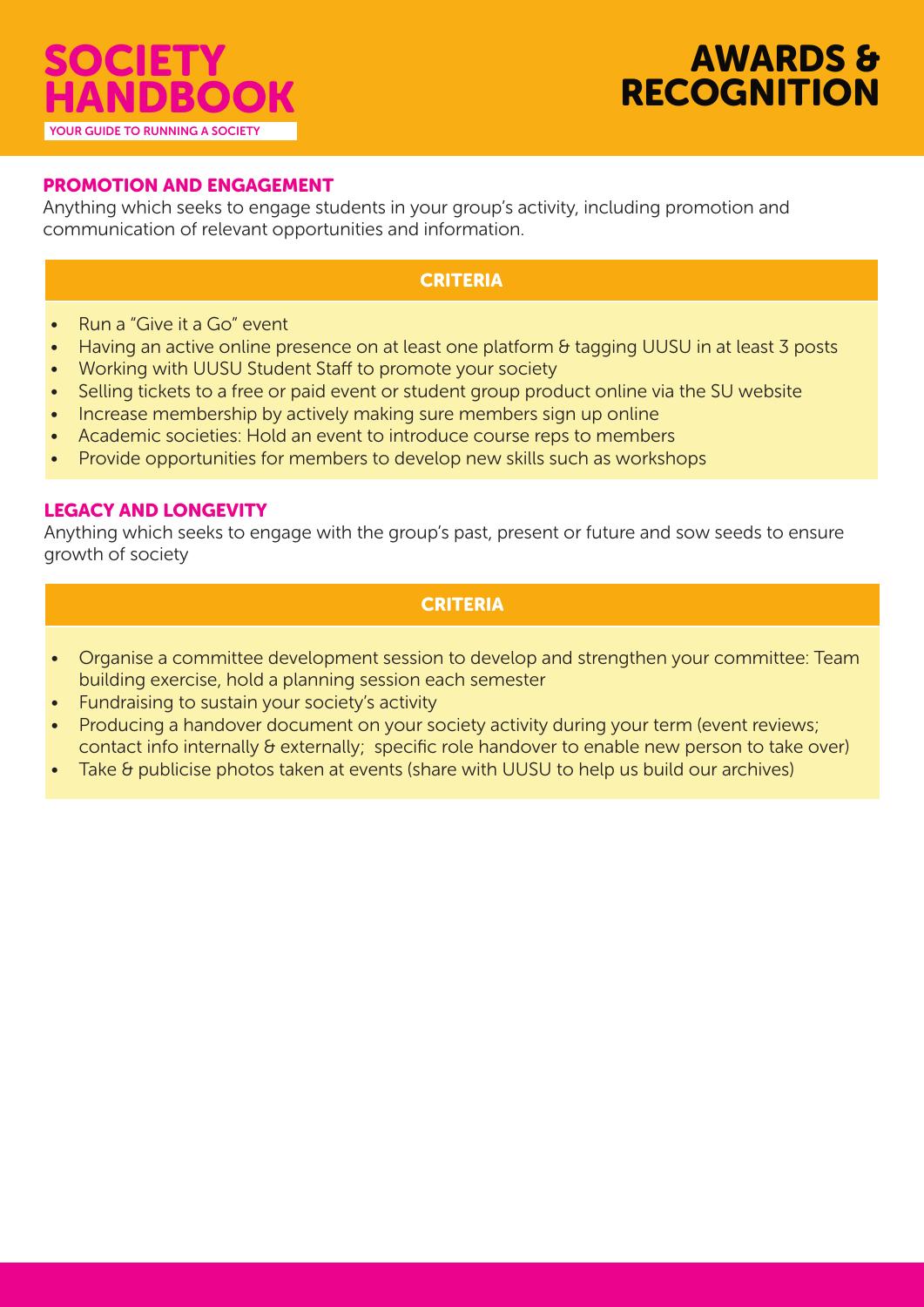# AWARDS & RECOGNITION

## PROMOTION AND ENGAGEMENT

Anything which seeks to engage students in your group's activity, including promotion and communication of relevant opportunities and information.

### CRITERIA

- Run a "Give it a Go" event
- Having an active online presence on at least one platform & tagging UUSU in at least 3 posts
- Working with UUSU Student Staff to promote your society
- Selling tickets to a free or paid event or student group product online via the SU website
- Increase membership by actively making sure members sign up online
- Academic societies: Hold an event to introduce course reps to members
- Provide opportunities for members to develop new skills such as workshops

## LEGACY AND LONGEVITY

Anything which seeks to engage with the group's past, present or future and sow seeds to ensure growth of society

### CRITERIA

- Organise a committee development session to develop and strengthen your committee: Team building exercise, hold a planning session each semester
- Fundraising to sustain your society's activity
- Producing a handover document on your society activity during your term (event reviews; contact info internally & externally; specific role handover to enable new person to take over)
- Take & publicise photos taken at events (share with UUSU to help us build our archives)